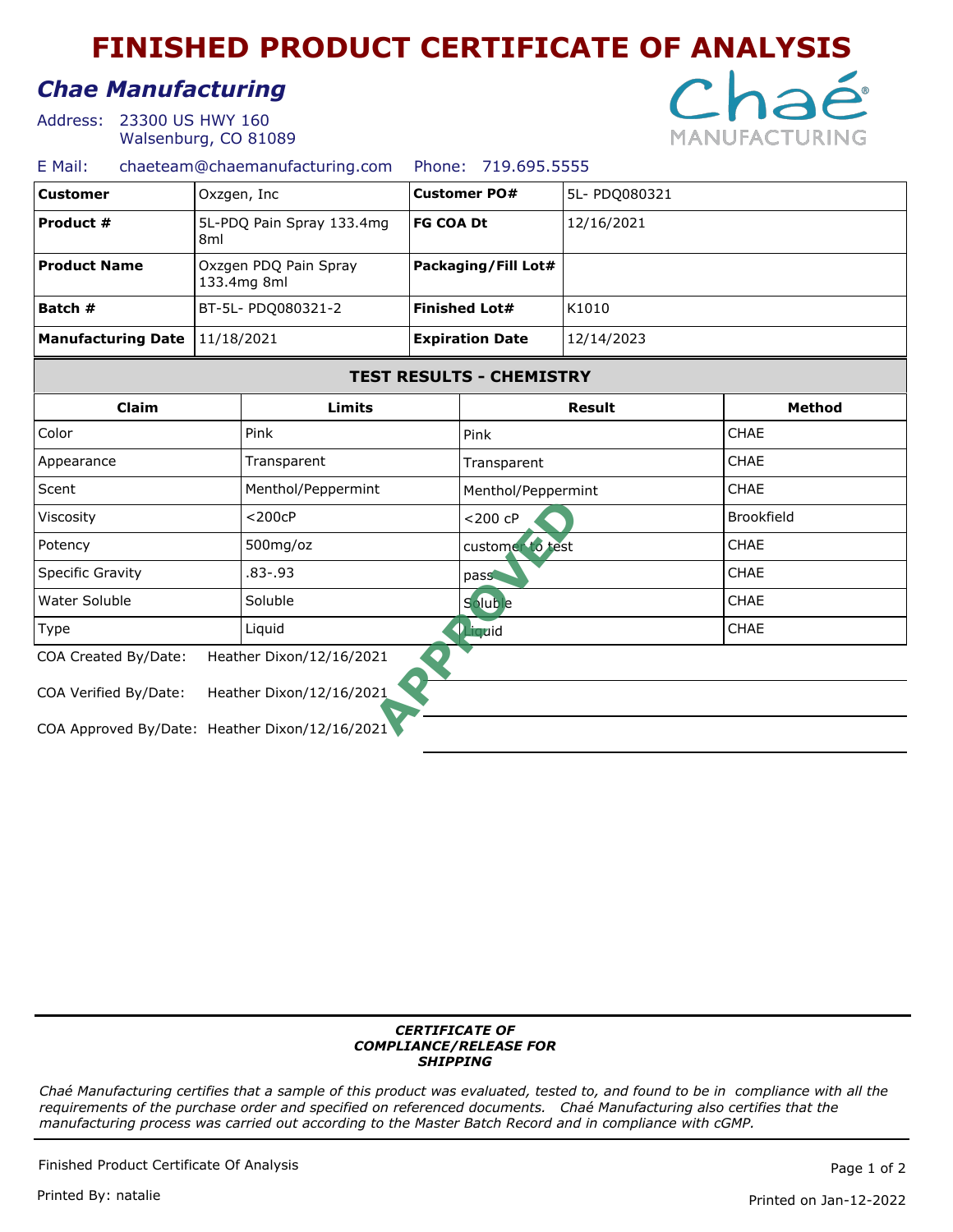# FINISHED PRODUCT CERTIFICATE OF ANALYSIS

## *Chae Manufacturing*

Address: 23300 US HWY 160
Walsenburg, CO 81089

E Mail: chaeteam@chaemanufacturing.com Phone: 719.695.5555

| **Customer** | Oxzgen, Inc | **Customer PO#** | 5L- PDQ080321 |
|---|---|---|---|
| **Product #** | 5L-PDQ Pain Spray 133.4mg 8ml | **FG COA Dt** | 12/16/2021 |
| **Product Name** | Oxzgen PDQ Pain Spray 133.4mg 8ml | **Packaging/Fill Lot#** | |
| **Batch #** | BT-5L- PDQ080321-2 | **Finished Lot#** | K1010 |
| **Manufacturing Date** | 11/18/2021 | **Expiration Date** | 12/14/2023 |

### TEST RESULTS - CHEMISTRY

| Claim | Limits | Result | Method |
|---|---|---|---|
| Color | Pink | Pink | CHAE |
| Appearance | Transparent | Transparent | CHAE |
| Scent | Menthol/Peppermint | Menthol/Peppermint | CHAE |
| Viscosity | <200cP | <200 cP | Brookfield |
| Potency | 500mg/oz | customer to test | CHAE |
| Specific Gravity | .83-.93 | pass | CHAE |
| Water Soluble | Soluble | Soluble | CHAE |
| Type | Liquid | Liquid | CHAE |

APPROVED

COA Created By/Date: Heather Dixon/12/16/2021

COA Verified By/Date: Heather Dixon/12/16/2021

COA Approved By/Date: Heather Dixon/12/16/2021

***CERTIFICATE OF COMPLIANCE/RELEASE FOR SHIPPING***

*Chaé Manufacturing certifies that a sample of this product was evaluated, tested to, and found to be in compliance with all the requirements of the purchase order and specified on referenced documents. Chaé Manufacturing also certifies that the manufacturing process was carried out according to the Master Batch Record and in compliance with cGMP.*

Finished Product Certificate Of Analysis

Printed By: natalie

Printed on Jan-12-2022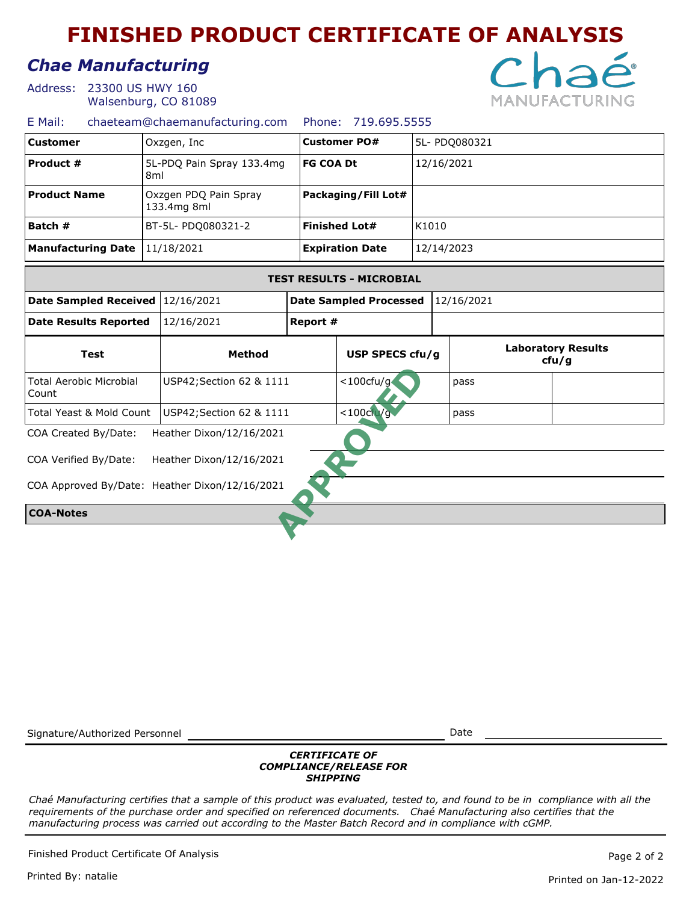# FINISHED PRODUCT CERTIFICATE OF ANALYSIS

## *Chae Manufacturing*

Address: 23300 US HWY 160
Walsenburg, CO 81089

E Mail: chaeteam@chaemanufacturing.com Phone: 719.695.5555

| | | | |
|---|---|---|---|
| **Customer** | Oxzgen, Inc | **Customer PO#** | 5L- PDQ080321 |
| **Product #** | 5L-PDQ Pain Spray 133.4mg 8ml | **FG COA Dt** | 12/16/2021 |
| **Product Name** | Oxzgen PDQ Pain Spray 133.4mg 8ml | **Packaging/Fill Lot#** | |
| **Batch #** | BT-5L- PDQ080321-2 | **Finished Lot#** | K1010 |
| **Manufacturing Date** | 11/18/2021 | **Expiration Date** | 12/14/2023 |

**TEST RESULTS - MICROBIAL**

| | | | |
|---|---|---|---|
| **Date Sampled Received** | 12/16/2021 | **Date Sampled Processed** | 12/16/2021 |
| **Date Results Reported** | 12/16/2021 | **Report #** | |

| Test | Method | USP SPECS cfu/g | Laboratory Results cfu/g | |
|---|---|---|---|---|
| Total Aerobic Microbial Count | USP42;Section 62 & 1111 | <100cfu/g | pass | |
| Total Yeast & Mold Count | USP42;Section 62 & 1111 | <100cfu/g | pass | |

APPROVED

COA Created By/Date: Heather Dixon/12/16/2021

COA Verified By/Date: Heather Dixon/12/16/2021

COA Approved By/Date: Heather Dixon/12/16/2021

**COA-Notes**

Signature/Authorized Personnel ______________________ Date ______________

***CERTIFICATE OF COMPLIANCE/RELEASE FOR SHIPPING***

*Chaé Manufacturing certifies that a sample of this product was evaluated, tested to, and found to be in compliance with all the requirements of the purchase order and specified on referenced documents. Chaé Manufacturing also certifies that the manufacturing process was carried out according to the Master Batch Record and in compliance with cGMP.*

Printed By: natalie

Printed on Jan-12-2022